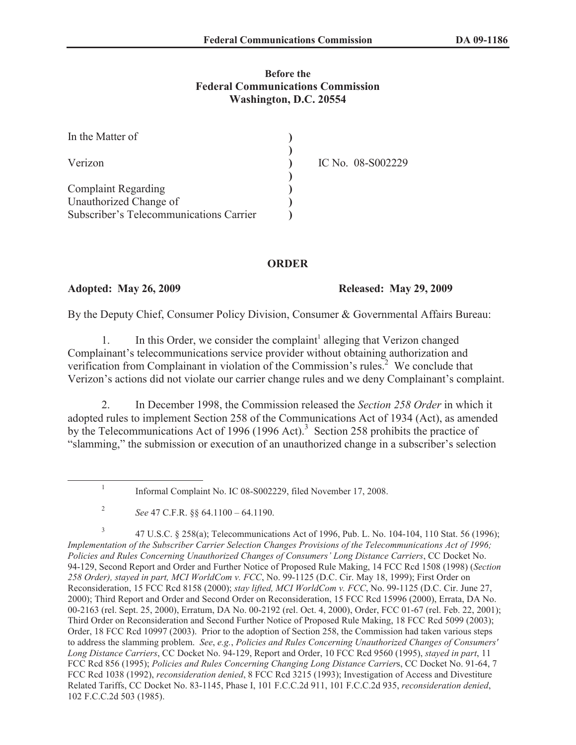**Before the**
**Federal Communications Commission**
**Washington, D.C. 20554**

| | | |
|---|---|---|
| In the Matter of | ) | |
| | ) | |
| Verizon | ) | IC No. 08-S002229 |
| | ) | |
| Complaint Regarding | ) | |
| Unauthorized Change of | ) | |
| Subscriber's Telecommunications Carrier | ) | |

**ORDER**

**Adopted: May 26, 2009** **Released: May 29, 2009**

By the Deputy Chief, Consumer Policy Division, Consumer & Governmental Affairs Bureau:

1. In this Order, we consider the complaint[1] alleging that Verizon changed Complainant's telecommunications service provider without obtaining authorization and verification from Complainant in violation of the Commission's rules.[2] We conclude that Verizon's actions did not violate our carrier change rules and we deny Complainant's complaint.

2. In December 1998, the Commission released the *Section 258 Order* in which it adopted rules to implement Section 258 of the Communications Act of 1934 (Act), as amended by the Telecommunications Act of 1996 (1996 Act).[3] Section 258 prohibits the practice of "slamming," the submission or execution of an unauthorized change in a subscriber's selection

---

[1] Informal Complaint No. IC 08-S002229, filed November 17, 2008.

[2] *See* 47 C.F.R. §§ 64.1100 – 64.1190.

[3] 47 U.S.C. § 258(a); Telecommunications Act of 1996, Pub. L. No. 104-104, 110 Stat. 56 (1996); *Implementation of the Subscriber Carrier Selection Changes Provisions of the Telecommunications Act of 1996; Policies and Rules Concerning Unauthorized Changes of Consumers' Long Distance Carriers*, CC Docket No. 94-129, Second Report and Order and Further Notice of Proposed Rule Making, 14 FCC Rcd 1508 (1998) (*Section 258 Order), stayed in part, MCI WorldCom v. FCC*, No. 99-1125 (D.C. Cir. May 18, 1999); First Order on Reconsideration, 15 FCC Rcd 8158 (2000); *stay lifted, MCI WorldCom v. FCC*, No. 99-1125 (D.C. Cir. June 27, 2000); Third Report and Order and Second Order on Reconsideration, 15 FCC Rcd 15996 (2000), Errata, DA No. 00-2163 (rel. Sept. 25, 2000), Erratum, DA No. 00-2192 (rel. Oct. 4, 2000), Order, FCC 01-67 (rel. Feb. 22, 2001); Third Order on Reconsideration and Second Further Notice of Proposed Rule Making, 18 FCC Rcd 5099 (2003); Order, 18 FCC Rcd 10997 (2003). Prior to the adoption of Section 258, the Commission had taken various steps to address the slamming problem. *See*, *e.g.*, *Policies and Rules Concerning Unauthorized Changes of Consumers' Long Distance Carriers*, CC Docket No. 94-129, Report and Order, 10 FCC Rcd 9560 (1995), *stayed in part*, 11 FCC Rcd 856 (1995); *Policies and Rules Concerning Changing Long Distance Carrier*s, CC Docket No. 91-64, 7 FCC Rcd 1038 (1992), *reconsideration denied*, 8 FCC Rcd 3215 (1993); Investigation of Access and Divestiture Related Tariffs, CC Docket No. 83-1145, Phase I, 101 F.C.C.2d 911, 101 F.C.C.2d 935, *reconsideration denied*, 102 F.C.C.2d 503 (1985).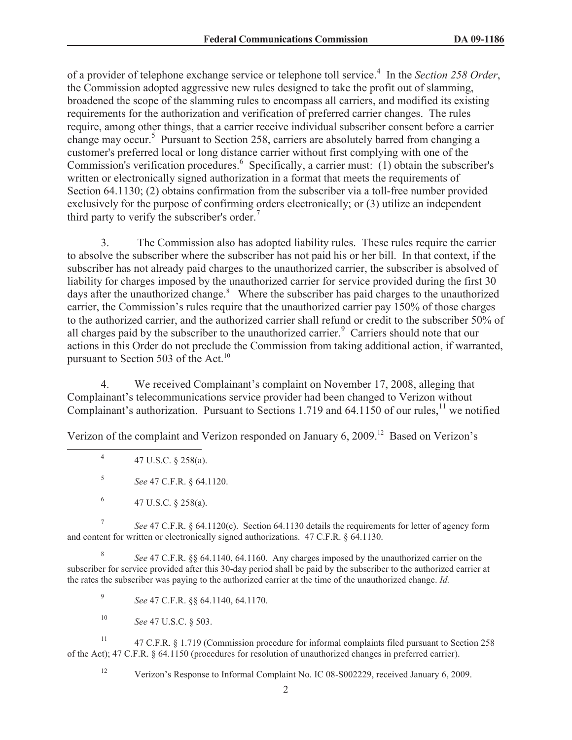of a provider of telephone exchange service or telephone toll service.[4] In the *Section 258 Order*, the Commission adopted aggressive new rules designed to take the profit out of slamming, broadened the scope of the slamming rules to encompass all carriers, and modified its existing requirements for the authorization and verification of preferred carrier changes. The rules require, among other things, that a carrier receive individual subscriber consent before a carrier change may occur.[5] Pursuant to Section 258, carriers are absolutely barred from changing a customer's preferred local or long distance carrier without first complying with one of the Commission's verification procedures.[6] Specifically, a carrier must: (1) obtain the subscriber's written or electronically signed authorization in a format that meets the requirements of Section 64.1130; (2) obtains confirmation from the subscriber via a toll-free number provided exclusively for the purpose of confirming orders electronically; or (3) utilize an independent third party to verify the subscriber's order.[7]

3. The Commission also has adopted liability rules. These rules require the carrier to absolve the subscriber where the subscriber has not paid his or her bill. In that context, if the subscriber has not already paid charges to the unauthorized carrier, the subscriber is absolved of liability for charges imposed by the unauthorized carrier for service provided during the first 30 days after the unauthorized change.[8] Where the subscriber has paid charges to the unauthorized carrier, the Commission's rules require that the unauthorized carrier pay 150% of those charges to the authorized carrier, and the authorized carrier shall refund or credit to the subscriber 50% of all charges paid by the subscriber to the unauthorized carrier.[9] Carriers should note that our actions in this Order do not preclude the Commission from taking additional action, if warranted, pursuant to Section 503 of the Act.[10]

4. We received Complainant's complaint on November 17, 2008, alleging that Complainant's telecommunications service provider had been changed to Verizon without Complainant's authorization. Pursuant to Sections 1.719 and 64.1150 of our rules,[11] we notified Verizon of the complaint and Verizon responded on January 6, 2009.[12] Based on Verizon's

---

[4] 47 U.S.C. § 258(a).

[5] *See* 47 C.F.R. § 64.1120.

[6] 47 U.S.C. § 258(a).

[7] *See* 47 C.F.R. § 64.1120(c). Section 64.1130 details the requirements for letter of agency form and content for written or electronically signed authorizations. 47 C.F.R. § 64.1130.

[8] *See* 47 C.F.R. §§ 64.1140, 64.1160. Any charges imposed by the unauthorized carrier on the subscriber for service provided after this 30-day period shall be paid by the subscriber to the authorized carrier at the rates the subscriber was paying to the authorized carrier at the time of the unauthorized change. *Id.*

[9] *See* 47 C.F.R. §§ 64.1140, 64.1170.

[10] *See* 47 U.S.C. § 503.

[11] 47 C.F.R. § 1.719 (Commission procedure for informal complaints filed pursuant to Section 258 of the Act); 47 C.F.R. § 64.1150 (procedures for resolution of unauthorized changes in preferred carrier).

[12] Verizon's Response to Informal Complaint No. IC 08-S002229, received January 6, 2009.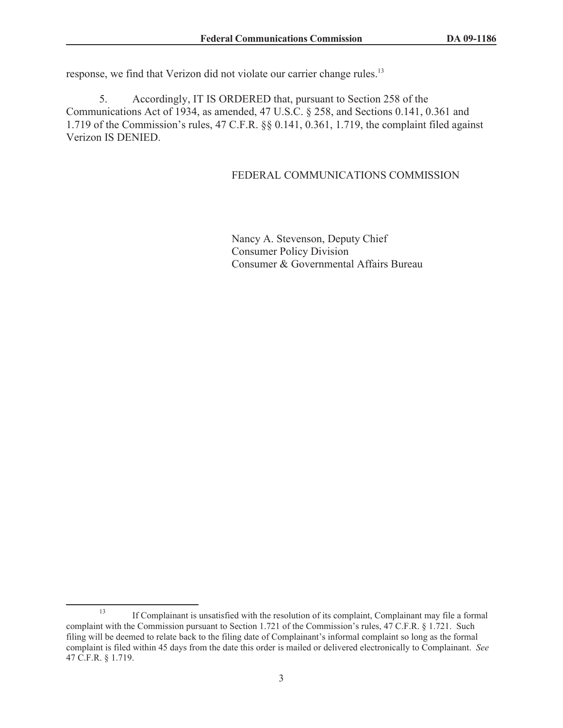response, we find that Verizon did not violate our carrier change rules.[13]

5. Accordingly, IT IS ORDERED that, pursuant to Section 258 of the Communications Act of 1934, as amended, 47 U.S.C. § 258, and Sections 0.141, 0.361 and 1.719 of the Commission's rules, 47 C.F.R. §§ 0.141, 0.361, 1.719, the complaint filed against Verizon IS DENIED.

FEDERAL COMMUNICATIONS COMMISSION

Nancy A. Stevenson, Deputy Chief
Consumer Policy Division
Consumer & Governmental Affairs Bureau

---

[13] If Complainant is unsatisfied with the resolution of its complaint, Complainant may file a formal complaint with the Commission pursuant to Section 1.721 of the Commission's rules, 47 C.F.R. § 1.721. Such filing will be deemed to relate back to the filing date of Complainant's informal complaint so long as the formal complaint is filed within 45 days from the date this order is mailed or delivered electronically to Complainant. *See* 47 C.F.R. § 1.719.